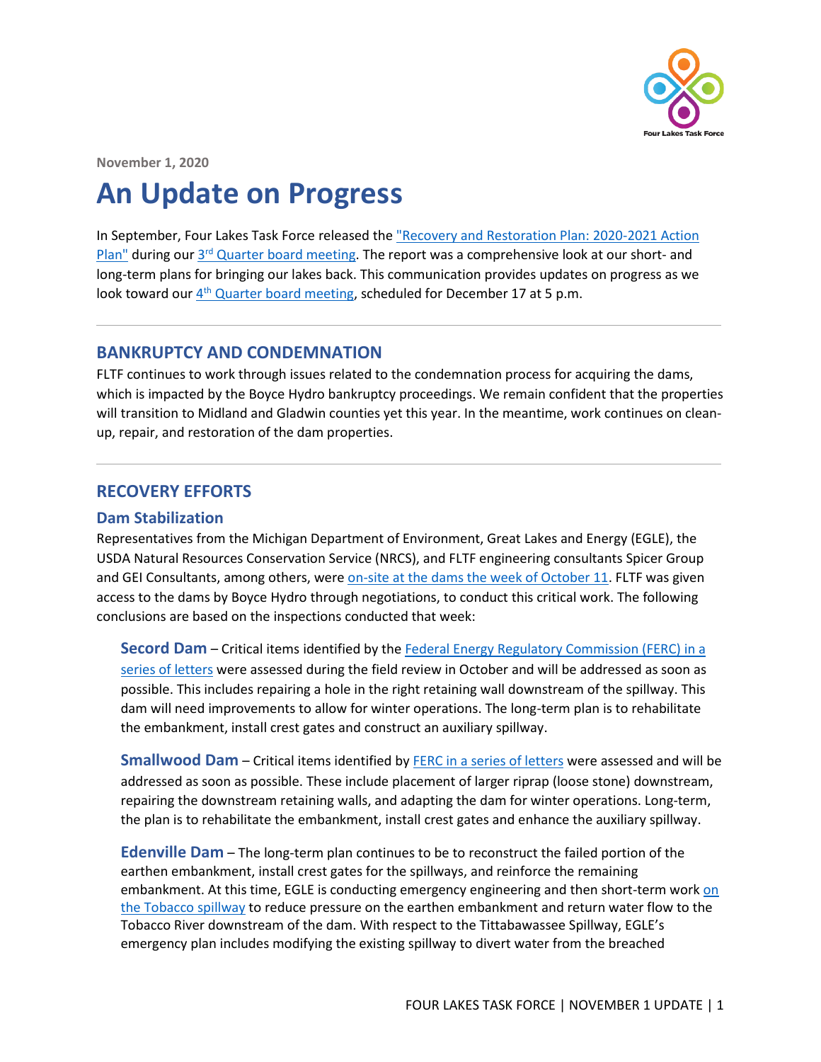November 1, 2020

# An Update on Progress

In September, Four Lakes Task Force released the "Recovery and Restoration Plan: 2020-2021 Action Plan" during our 3rd Quarter board meeting. The report was a comprehensive look at our short- and long-term plans for bringing our lakes back. This communication provides updates on progress as we look toward our 4th Quarter board meeting, scheduled for December 17 at 5 p.m.

## BANKRUPTCY AND CONDEMNATION

FLTF continues to work through issues related to the condemnation process for acquiring the dams, which is impacted by the Boyce Hydro bankruptcy proceedings. We remain confident that the properties will transition to Midland and Gladwin counties yet this year. In the meantime, work continues on clean-up, repair, and restoration of the dam properties.

## RECOVERY EFFORTS

### Dam Stabilization

Representatives from the Michigan Department of Environment, Great Lakes and Energy (EGLE), the USDA Natural Resources Conservation Service (NRCS), and FLTF engineering consultants Spicer Group and GEI Consultants, among others, were on-site at the dams the week of October 11. FLTF was given access to the dams by Boyce Hydro through negotiations, to conduct this critical work. The following conclusions are based on the inspections conducted that week:

**Secord Dam** – Critical items identified by the Federal Energy Regulatory Commission (FERC) in a series of letters were assessed during the field review in October and will be addressed as soon as possible. This includes repairing a hole in the right retaining wall downstream of the spillway. This dam will need improvements to allow for winter operations. The long-term plan is to rehabilitate the embankment, install crest gates and construct an auxiliary spillway.

**Smallwood Dam** – Critical items identified by FERC in a series of letters were assessed and will be addressed as soon as possible. These include placement of larger riprap (loose stone) downstream, repairing the downstream retaining walls, and adapting the dam for winter operations. Long-term, the plan is to rehabilitate the embankment, install crest gates and enhance the auxiliary spillway.

**Edenville Dam** – The long-term plan continues to be to reconstruct the failed portion of the earthen embankment, install crest gates for the spillways, and reinforce the remaining embankment. At this time, EGLE is conducting emergency engineering and then short-term work on the Tobacco spillway to reduce pressure on the earthen embankment and return water flow to the Tobacco River downstream of the dam. With respect to the Tittabawassee Spillway, EGLE's emergency plan includes modifying the existing spillway to divert water from the breached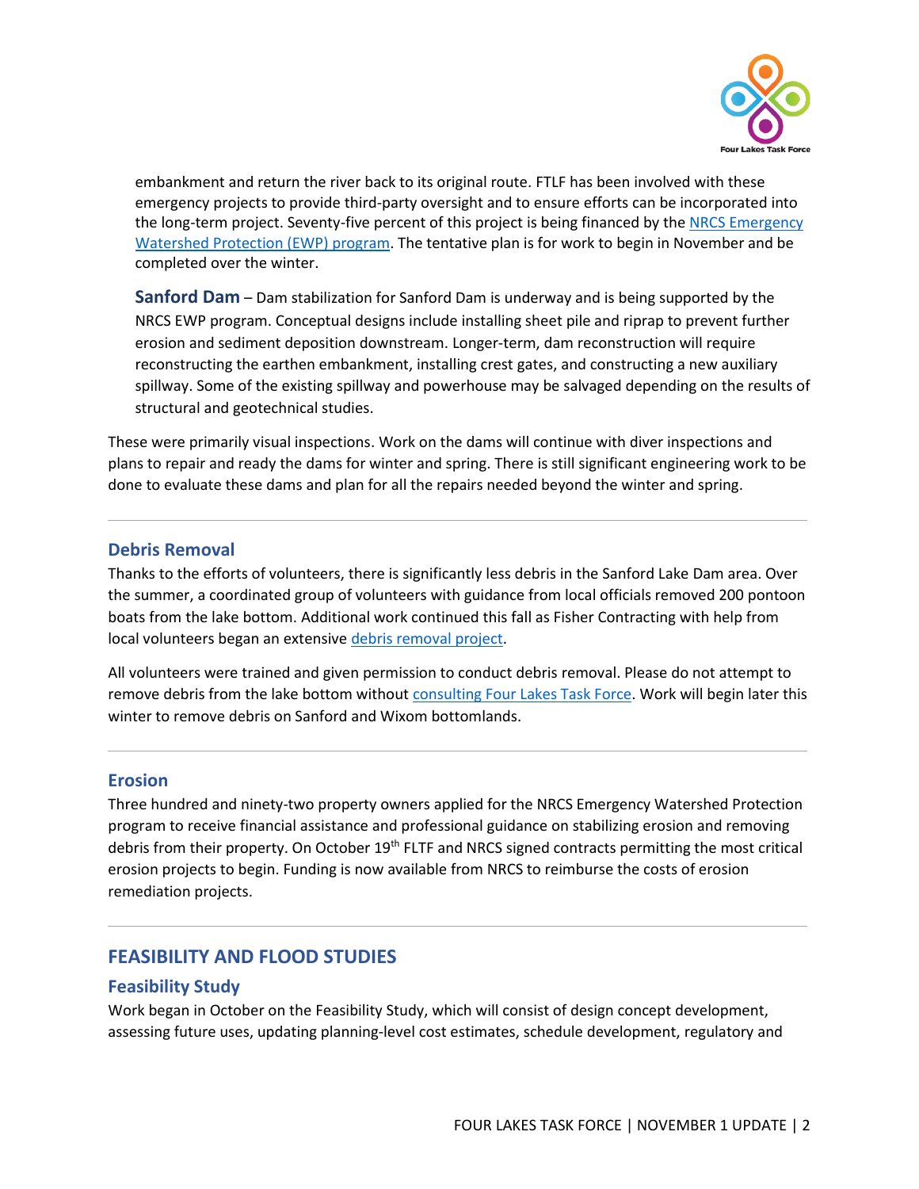embankment and return the river back to its original route. FTLF has been involved with these emergency projects to provide third-party oversight and to ensure efforts can be incorporated into the long-term project. Seventy-five percent of this project is being financed by the NRCS Emergency Watershed Protection (EWP) program. The tentative plan is for work to begin in November and be completed over the winter.

**Sanford Dam** – Dam stabilization for Sanford Dam is underway and is being supported by the NRCS EWP program. Conceptual designs include installing sheet pile and riprap to prevent further erosion and sediment deposition downstream. Longer-term, dam reconstruction will require reconstructing the earthen embankment, installing crest gates, and constructing a new auxiliary spillway. Some of the existing spillway and powerhouse may be salvaged depending on the results of structural and geotechnical studies.

These were primarily visual inspections. Work on the dams will continue with diver inspections and plans to repair and ready the dams for winter and spring. There is still significant engineering work to be done to evaluate these dams and plan for all the repairs needed beyond the winter and spring.

---

### Debris Removal

Thanks to the efforts of volunteers, there is significantly less debris in the Sanford Lake Dam area. Over the summer, a coordinated group of volunteers with guidance from local officials removed 200 pontoon boats from the lake bottom. Additional work continued this fall as Fisher Contracting with help from local volunteers began an extensive debris removal project.

All volunteers were trained and given permission to conduct debris removal. Please do not attempt to remove debris from the lake bottom without consulting Four Lakes Task Force. Work will begin later this winter to remove debris on Sanford and Wixom bottomlands.

---

### Erosion

Three hundred and ninety-two property owners applied for the NRCS Emergency Watershed Protection program to receive financial assistance and professional guidance on stabilizing erosion and removing debris from their property. On October 19th FLTF and NRCS signed contracts permitting the most critical erosion projects to begin. Funding is now available from NRCS to reimburse the costs of erosion remediation projects.

---

## FEASIBILITY AND FLOOD STUDIES

### Feasibility Study

Work began in October on the Feasibility Study, which will consist of design concept development, assessing future uses, updating planning-level cost estimates, schedule development, regulatory and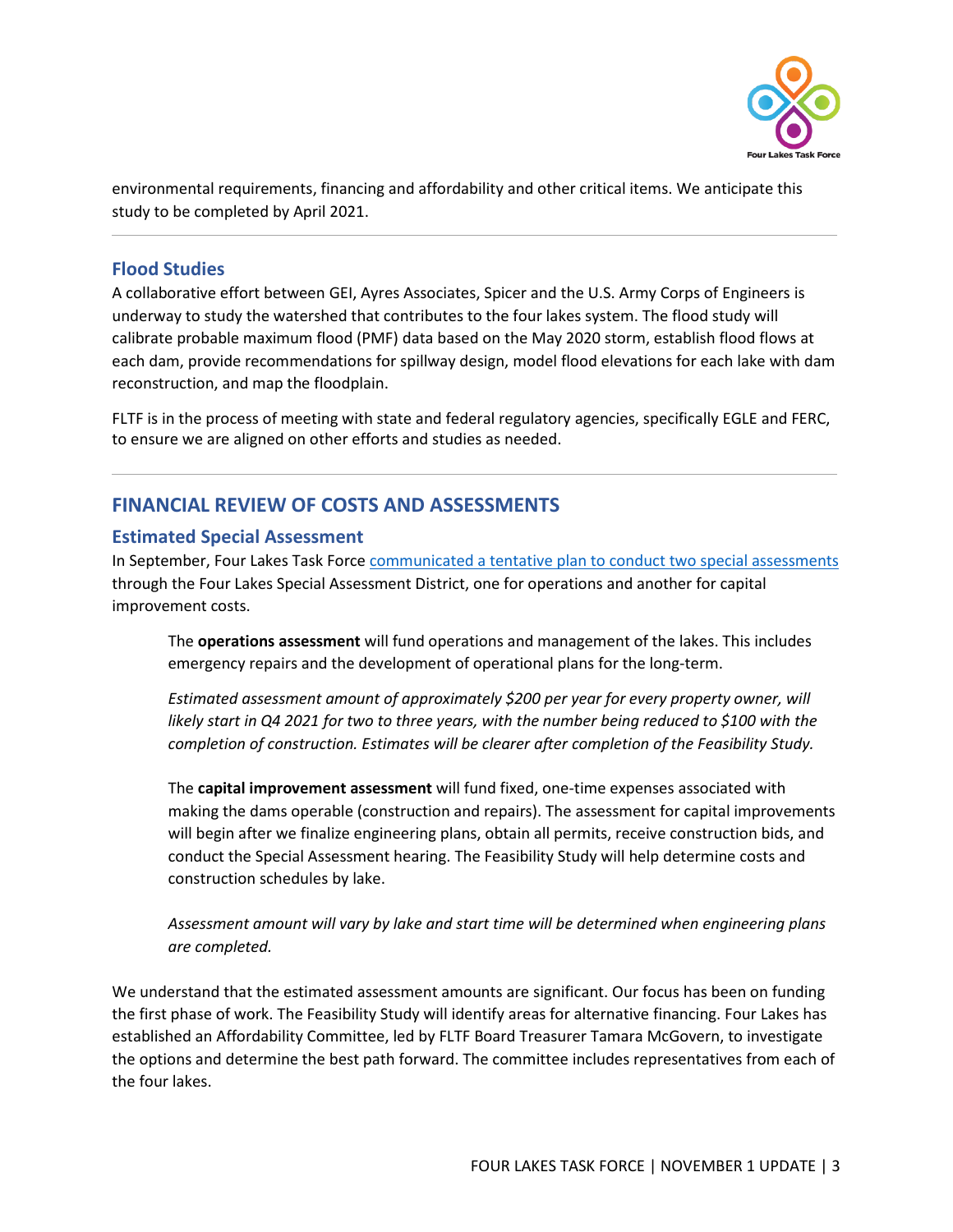environmental requirements, financing and affordability and other critical items. We anticipate this study to be completed by April 2021.

---

### Flood Studies

A collaborative effort between GEI, Ayres Associates, Spicer and the U.S. Army Corps of Engineers is underway to study the watershed that contributes to the four lakes system. The flood study will calibrate probable maximum flood (PMF) data based on the May 2020 storm, establish flood flows at each dam, provide recommendations for spillway design, model flood elevations for each lake with dam reconstruction, and map the floodplain.

FLTF is in the process of meeting with state and federal regulatory agencies, specifically EGLE and FERC, to ensure we are aligned on other efforts and studies as needed.

---

## FINANCIAL REVIEW OF COSTS AND ASSESSMENTS

### Estimated Special Assessment

In September, Four Lakes Task Force communicated a tentative plan to conduct two special assessments through the Four Lakes Special Assessment District, one for operations and another for capital improvement costs.

> The **operations assessment** will fund operations and management of the lakes. This includes emergency repairs and the development of operational plans for the long-term.
>
> *Estimated assessment amount of approximately $200 per year for every property owner, will likely start in Q4 2021 for two to three years, with the number being reduced to $100 with the completion of construction. Estimates will be clearer after completion of the Feasibility Study.*
>
> The **capital improvement assessment** will fund fixed, one-time expenses associated with making the dams operable (construction and repairs). The assessment for capital improvements will begin after we finalize engineering plans, obtain all permits, receive construction bids, and conduct the Special Assessment hearing. The Feasibility Study will help determine costs and construction schedules by lake.
>
> *Assessment amount will vary by lake and start time will be determined when engineering plans are completed.*

We understand that the estimated assessment amounts are significant. Our focus has been on funding the first phase of work. The Feasibility Study will identify areas for alternative financing. Four Lakes has established an Affordability Committee, led by FLTF Board Treasurer Tamara McGovern, to investigate the options and determine the best path forward. The committee includes representatives from each of the four lakes.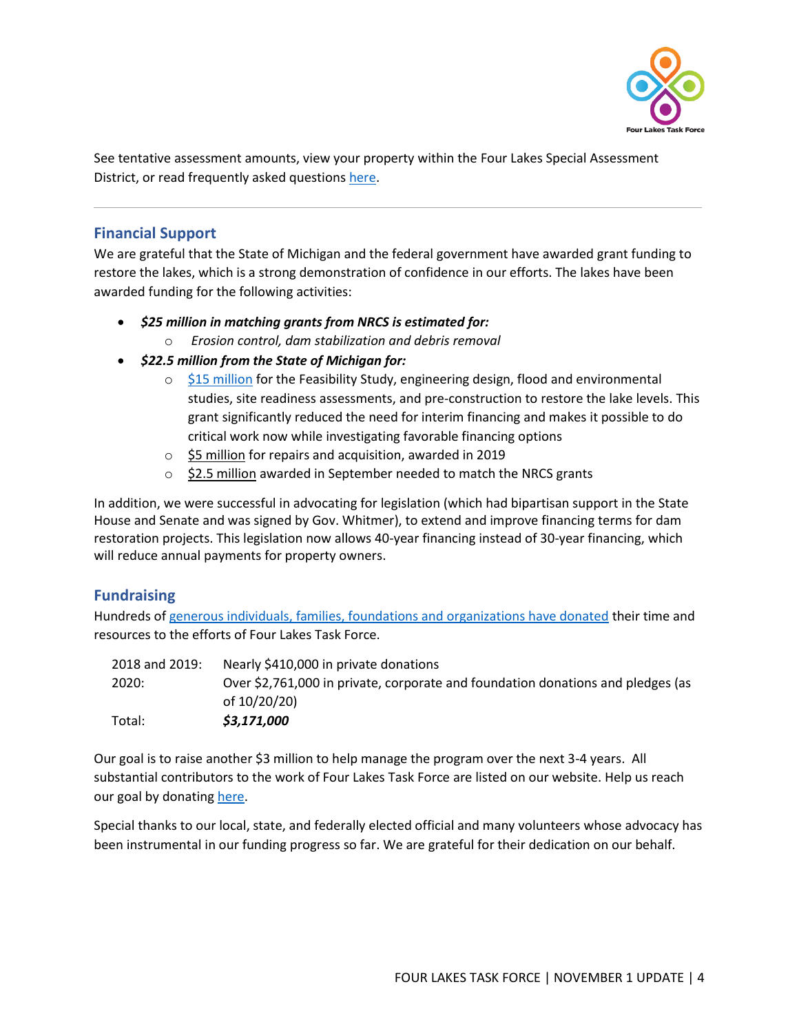See tentative assessment amounts, view your property within the Four Lakes Special Assessment District, or read frequently asked questions here.

---

## Financial Support

We are grateful that the State of Michigan and the federal government have awarded grant funding to restore the lakes, which is a strong demonstration of confidence in our efforts. The lakes have been awarded funding for the following activities:

- ***$25 million in matching grants from NRCS is estimated for:***
  - *Erosion control, dam stabilization and debris removal*
- ***$22.5 million from the State of Michigan for:***
  - $15 million for the Feasibility Study, engineering design, flood and environmental studies, site readiness assessments, and pre-construction to restore the lake levels. This grant significantly reduced the need for interim financing and makes it possible to do critical work now while investigating favorable financing options
  - $5 million for repairs and acquisition, awarded in 2019
  - $2.5 million awarded in September needed to match the NRCS grants

In addition, we were successful in advocating for legislation (which had bipartisan support in the State House and Senate and was signed by Gov. Whitmer), to extend and improve financing terms for dam restoration projects. This legislation now allows 40-year financing instead of 30-year financing, which will reduce annual payments for property owners.

## Fundraising

Hundreds of generous individuals, families, foundations and organizations have donated their time and resources to the efforts of Four Lakes Task Force.

| | |
|---|---|
| 2018 and 2019: | Nearly $410,000 in private donations |
| 2020: | Over $2,761,000 in private, corporate and foundation donations and pledges (as of 10/20/20) |
| Total: | ***$3,171,000*** |

Our goal is to raise another $3 million to help manage the program over the next 3-4 years. All substantial contributors to the work of Four Lakes Task Force are listed on our website. Help us reach our goal by donating here.

Special thanks to our local, state, and federally elected official and many volunteers whose advocacy has been instrumental in our funding progress so far. We are grateful for their dedication on our behalf.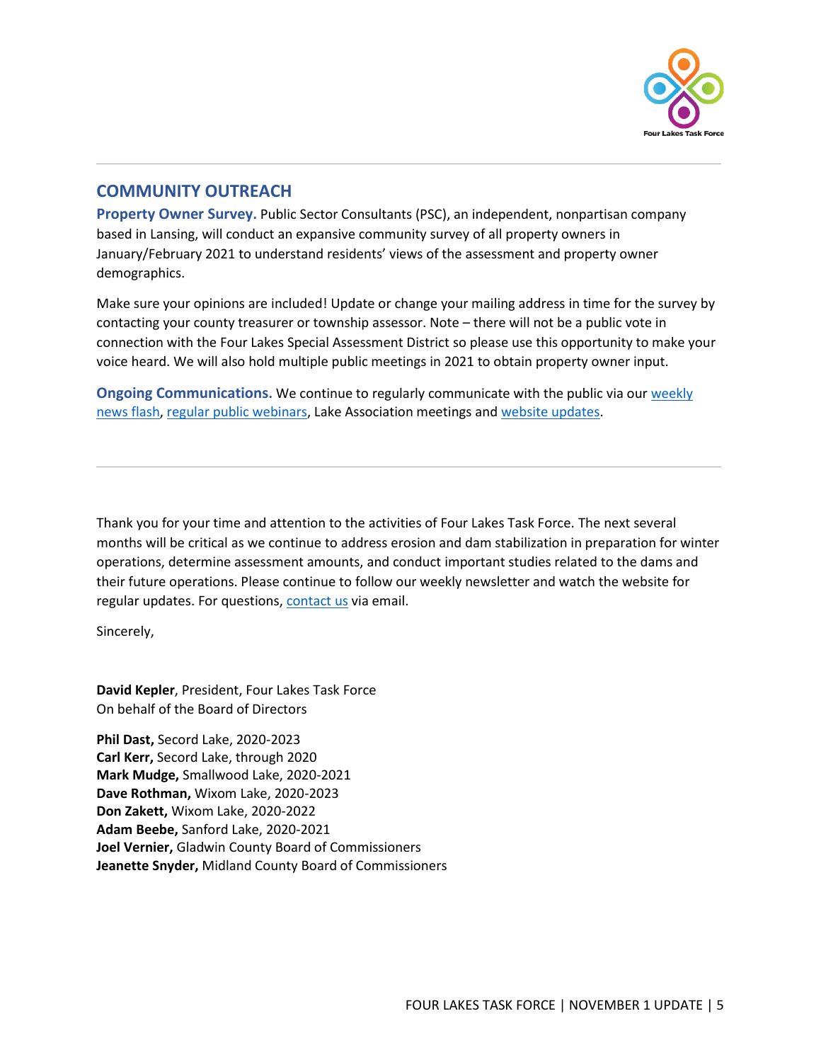## COMMUNITY OUTREACH

**Property Owner Survey.** Public Sector Consultants (PSC), an independent, nonpartisan company based in Lansing, will conduct an expansive community survey of all property owners in January/February 2021 to understand residents' views of the assessment and property owner demographics.

Make sure your opinions are included! Update or change your mailing address in time for the survey by contacting your county treasurer or township assessor. Note – there will not be a public vote in connection with the Four Lakes Special Assessment District so please use this opportunity to make your voice heard. We will also hold multiple public meetings in 2021 to obtain property owner input.

**Ongoing Communications.** We continue to regularly communicate with the public via our weekly news flash, regular public webinars, Lake Association meetings and website updates.

---

Thank you for your time and attention to the activities of Four Lakes Task Force. The next several months will be critical as we continue to address erosion and dam stabilization in preparation for winter operations, determine assessment amounts, and conduct important studies related to the dams and their future operations. Please continue to follow our weekly newsletter and watch the website for regular updates. For questions, contact us via email.

Sincerely,

**David Kepler**, President, Four Lakes Task Force
On behalf of the Board of Directors

**Phil Dast,** Secord Lake, 2020-2023
**Carl Kerr,** Secord Lake, through 2020
**Mark Mudge,** Smallwood Lake, 2020-2021
**Dave Rothman,** Wixom Lake, 2020-2023
**Don Zakett,** Wixom Lake, 2020-2022
**Adam Beebe,** Sanford Lake, 2020-2021
**Joel Vernier,** Gladwin County Board of Commissioners
**Jeanette Snyder,** Midland County Board of Commissioners